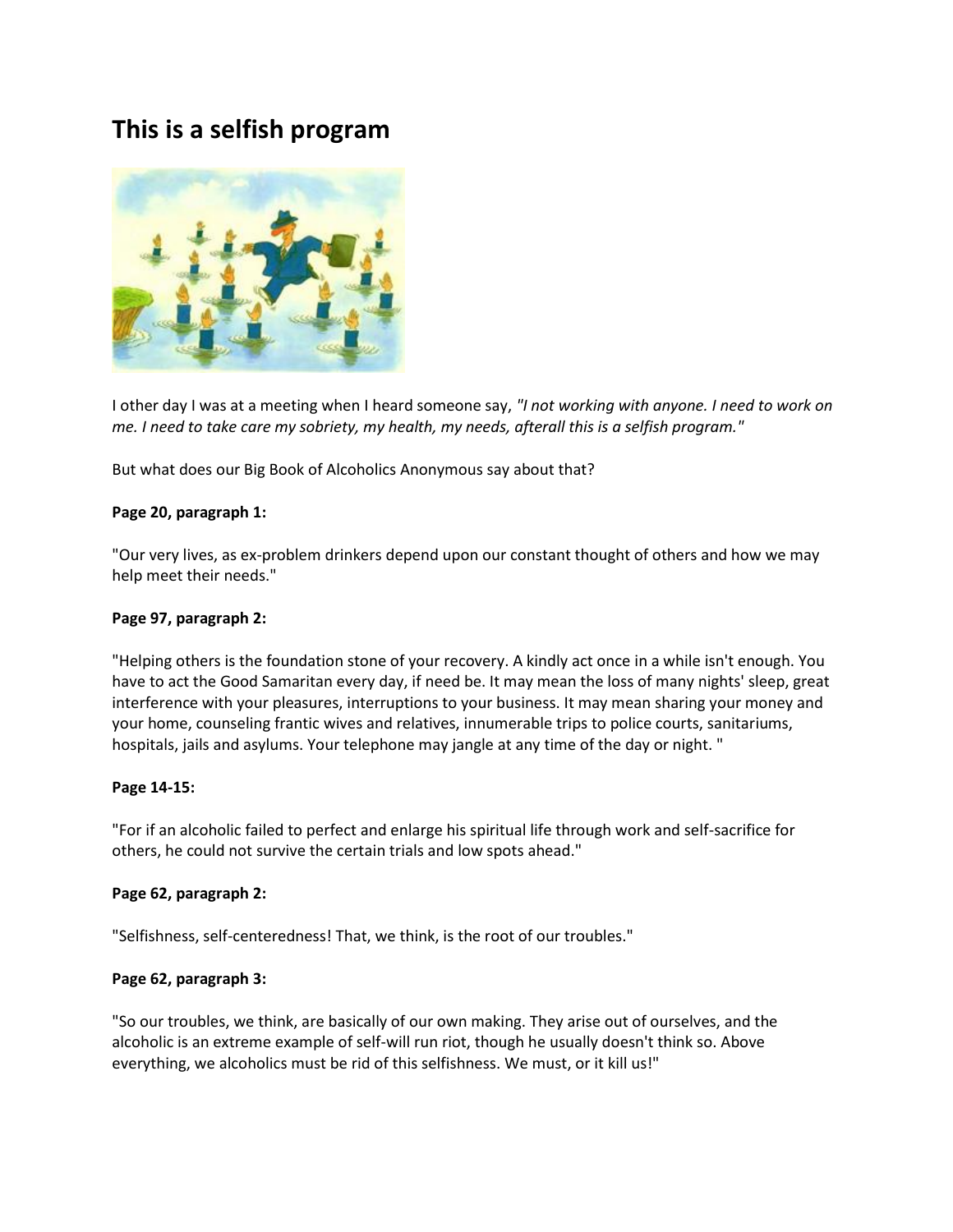# This is a selfish program

I other day I was at a meeting when I heard someone say, *"I not working with anyone. I need to work on me. I need to take care my sobriety, my health, my needs, afterall this is a selfish program."*

But what does our Big Book of Alcoholics Anonymous say about that?

**Page 20, paragraph 1:**

"Our very lives, as ex-problem drinkers depend upon our constant thought of others and how we may help meet their needs."

**Page 97, paragraph 2:**

"Helping others is the foundation stone of your recovery. A kindly act once in a while isn't enough. You have to act the Good Samaritan every day, if need be. It may mean the loss of many nights' sleep, great interference with your pleasures, interruptions to your business. It may mean sharing your money and your home, counseling frantic wives and relatives, innumerable trips to police courts, sanitariums, hospitals, jails and asylums. Your telephone may jangle at any time of the day or night. "

**Page 14-15:**

"For if an alcoholic failed to perfect and enlarge his spiritual life through work and self-sacrifice for others, he could not survive the certain trials and low spots ahead."

**Page 62, paragraph 2:**

"Selfishness, self-centeredness! That, we think, is the root of our troubles."

**Page 62, paragraph 3:**

"So our troubles, we think, are basically of our own making. They arise out of ourselves, and the alcoholic is an extreme example of self-will run riot, though he usually doesn't think so. Above everything, we alcoholics must be rid of this selfishness. We must, or it kill us!"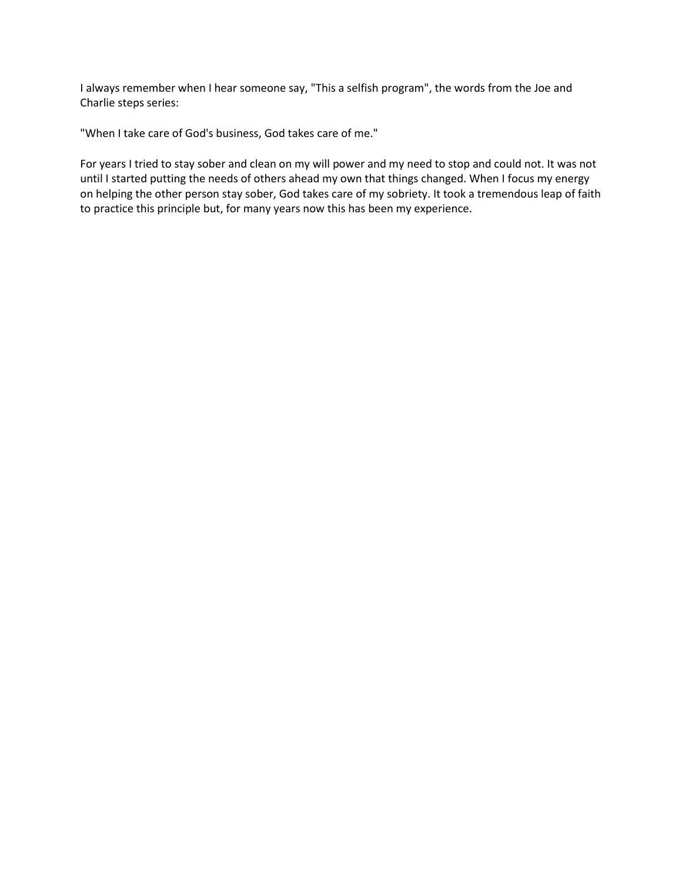I always remember when I hear someone say, "This a selfish program", the words from the Joe and Charlie steps series:

"When I take care of God's business, God takes care of me."

For years I tried to stay sober and clean on my will power and my need to stop and could not. It was not until I started putting the needs of others ahead my own that things changed. When I focus my energy on helping the other person stay sober, God takes care of my sobriety. It took a tremendous leap of faith to practice this principle but, for many years now this has been my experience.